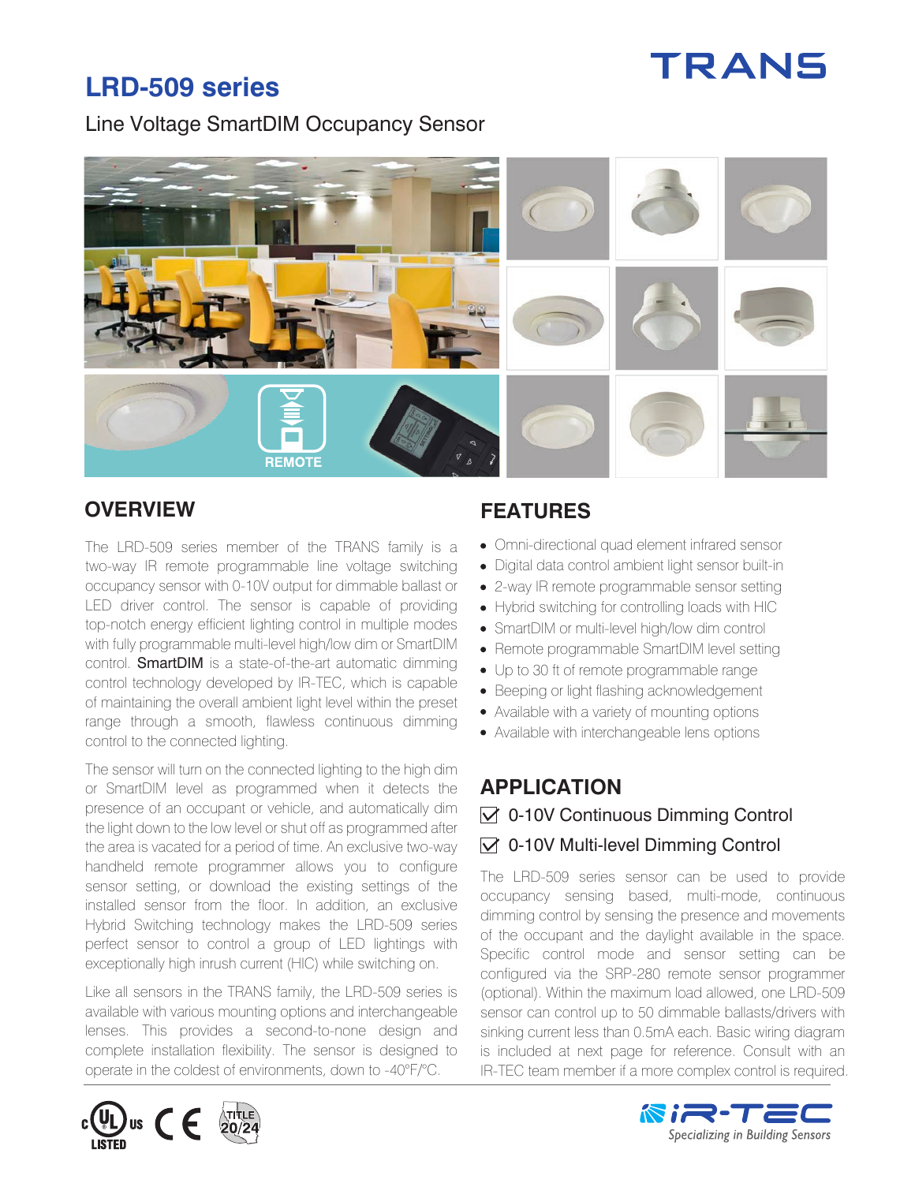# LRD-509 series

TRANS

Line Voltage SmartDIM Occupancy Sensor

REMOTE

## OVERVIEW

The LRD-509 series member of the TRANS family is a two-way IR remote programmable line voltage switching occupancy sensor with 0-10V output for dimmable ballast or LED driver control. The sensor is capable of providing top-notch energy efficient lighting control in multiple modes with fully programmable multi-level high/low dim or SmartDIM control. **SmartDIM** is a state-of-the-art automatic dimming control technology developed by IR-TEC, which is capable of maintaining the overall ambient light level within the preset range through a smooth, flawless continuous dimming control to the connected lighting.

The sensor will turn on the connected lighting to the high dim or SmartDIM level as programmed when it detects the presence of an occupant or vehicle, and automatically dim the light down to the low level or shut off as programmed after the area is vacated for a period of time. An exclusive two-way handheld remote programmer allows you to configure sensor setting, or download the existing settings of the installed sensor from the floor. In addition, an exclusive Hybrid Switching technology makes the LRD-509 series perfect sensor to control a group of LED lightings with exceptionally high inrush current (HIC) while switching on.

Like all sensors in the TRANS family, the LRD-509 series is available with various mounting options and interchangeable lenses. This provides a second-to-none design and complete installation flexibility. The sensor is designed to operate in the coldest of environments, down to -40°F/°C.

## FEATURES

- Omni-directional quad element infrared sensor
- Digital data control ambient light sensor built-in
- 2-way IR remote programmable sensor setting
- Hybrid switching for controlling loads with HIC
- SmartDIM or multi-level high/low dim control
- Remote programmable SmartDIM level setting
- Up to 30 ft of remote programmable range
- Beeping or light flashing acknowledgement
- Available with a variety of mounting options
- Available with interchangeable lens options

## APPLICATION

☑ 0-10V Continuous Dimming Control

☑ 0-10V Multi-level Dimming Control

The LRD-509 series sensor can be used to provide occupancy sensing based, multi-mode, continuous dimming control by sensing the presence and movements of the occupant and the daylight available in the space. Specific control mode and sensor setting can be configured via the SRP-280 remote sensor programmer (optional). Within the maximum load allowed, one LRD-509 sensor can control up to 50 dimmable ballasts/drivers with sinking current less than 0.5mA each. Basic wiring diagram is included at next page for reference. Consult with an IR-TEC team member if a more complex control is required.

c UL us LISTED · CE · TITLE 20/24

iR-TEC Specializing in Building Sensors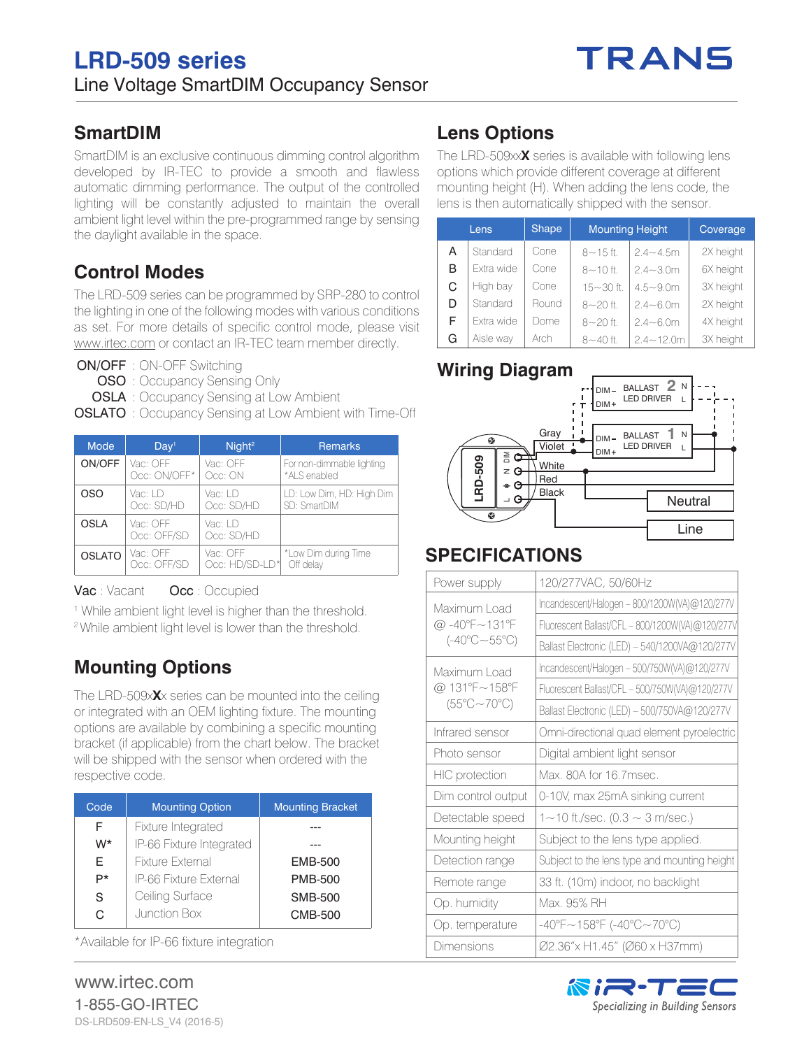# LRD-509 series

Line Voltage SmartDIM Occupancy Sensor

## SmartDIM

SmartDIM is an exclusive continuous dimming control algorithm developed by IR-TEC to provide a smooth and flawless automatic dimming performance. The output of the controlled lighting will be constantly adjusted to maintain the overall ambient light level within the pre-programmed range by sensing the daylight available in the space.

## Control Modes

The LRD-509 series can be programmed by SRP-280 to control the lighting in one of the following modes with various conditions as set. For more details of specific control mode, please visit www.irtec.com or contact an IR-TEC team member directly.

**ON/OFF** : ON-OFF Switching
**OSO** : Occupancy Sensing Only
**OSLA** : Occupancy Sensing at Low Ambient
**OSLATO** : Occupancy Sensing at Low Ambient with Time-Off

| Mode | Day[1] | Night[2] | Remarks |
|---|---|---|---|
| ON/OFF | Vac: OFF<br>Occ: ON/OFF* | Vac: OFF<br>Occ: ON | For non-dimmable lighting<br>*ALS enabled |
| OSO | Vac: LD<br>Occ: SD/HD | Vac: LD<br>Occ: SD/HD | LD: Low Dim, HD: High Dim<br>SD: SmartDIM |
| OSLA | Vac: OFF<br>Occ: OFF/SD | Vac: LD<br>Occ: SD/HD | |
| OSLATO | Vac: OFF<br>Occ: OFF/SD | Vac: OFF<br>Occ: HD/SD-LD* | *Low Dim during Time Off delay |

**Vac** : Vacant **Occ** : Occupied

[1] While ambient light level is higher than the threshold.
[2] While ambient light level is lower than the threshold.

## Mounting Options

The LRD-509x**X**x series can be mounted into the ceiling or integrated with an OEM lighting fixture. The mounting options are available by combining a specific mounting bracket (if applicable) from the chart below. The bracket will be shipped with the sensor when ordered with the respective code.

| Code | Mounting Option | Mounting Bracket |
|---|---|---|
| F | Fixture Integrated | --- |
| W* | IP-66 Fixture Integrated | --- |
| E | Fixture External | EMB-500 |
| P* | IP-66 Fixture External | PMB-500 |
| S | Ceiling Surface | SMB-500 |
| C | Junction Box | CMB-500 |

*Available for IP-66 fixture integration

## Lens Options

The LRD-509xx**X** series is available with following lens options which provide different coverage at different mounting height (H). When adding the lens code, the lens is then automatically shipped with the sensor.

| Lens | | Shape | Mounting Height | | Coverage |
|---|---|---|---|---|---|
| A | Standard | Cone | 8~15 ft. | 2.4~4.5m | 2X height |
| B | Extra wide | Cone | 8~10 ft. | 2.4~3.0m | 6X height |
| C | High bay | Cone | 15~30 ft. | 4.5~9.0m | 3X height |
| D | Standard | Round | 8~20 ft. | 2.4~6.0m | 2X height |
| F | Extra wide | Dome | 8~20 ft. | 2.4~6.0m | 4X height |
| G | Aisle way | Arch | 8~40 ft. | 2.4~12.0m | 3X height |

## Wiring Diagram

LRD-509
DIM
N
L
Gray
Violet
White
Red
Black
DIM – BALLAST 2 N
DIM + LED DRIVER L
DIM – BALLAST 1 N
DIM + LED DRIVER L
Neutral
Line

## SPECIFICATIONS

| | |
|---|---|
| Power supply | 120/277VAC, 50/60Hz |
| Maximum Load @ -40°F~131°F (-40°C~55°C) | Incandescent/Halogen – 800/1200W(VA)@120/277V |
| | Fluorescent Ballast/CFL – 800/1200W(VA)@120/277V |
| | Ballast Electronic (LED) – 540/1200VA@120/277V |
| Maximum Load @ 131°F~158°F (55°C~70°C) | Incandescent/Halogen – 500/750W(VA)@120/277V |
| | Fluorescent Ballast/CFL – 500/750W(VA)@120/277V |
| | Ballast Electronic (LED) – 500/750VA@120/277V |
| Infrared sensor | Omni-directional quad element pyroelectric |
| Photo sensor | Digital ambient light sensor |
| HIC protection | Max. 80A for 16.7msec. |
| Dim control output | 0-10V, max 25mA sinking current |
| Detectable speed | 1~10 ft./sec. (0.3 ~ 3 m/sec.) |
| Mounting height | Subject to the lens type applied. |
| Detection range | Subject to the lens type and mounting height |
| Remote range | 33 ft. (10m) indoor, no backlight |
| Op. humidity | Max. 95% RH |
| Op. temperature | -40°F~158°F (-40°C~70°C) |
| Dimensions | Ø2.36"x H1.45" (Ø60 x H37mm) |

www.irtec.com
1-855-GO-IRTEC
DS-LRD509-EN-LS_V4 (2016-5)

IR-TEC Specializing in Building Sensors